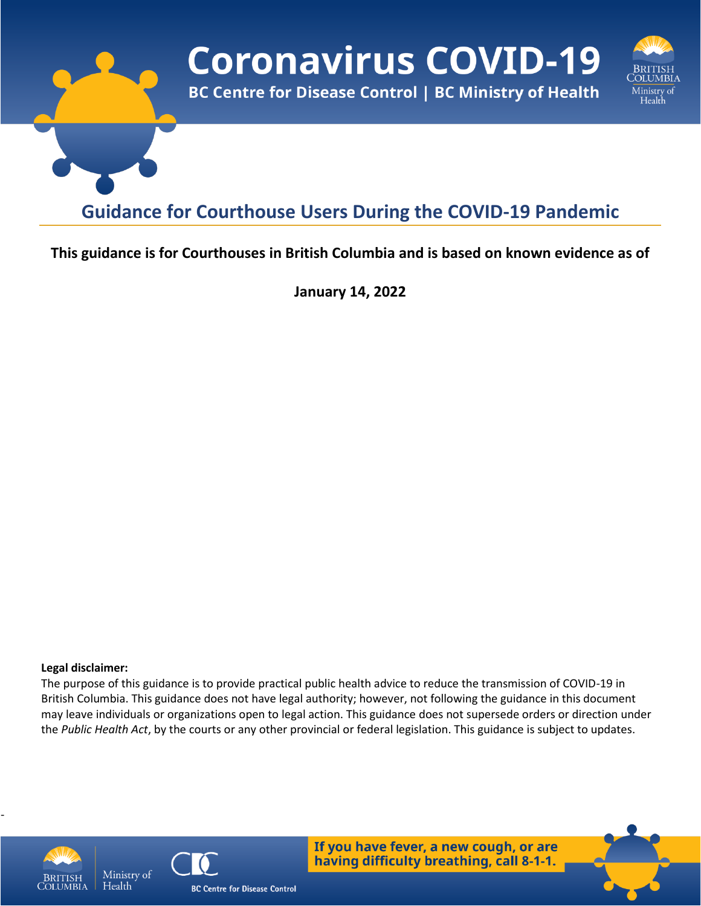# Coronavirus COVID-19

**BC Centre for Disease Control | BC Ministry of Health**

## Guidance for Courthouse Users During the COVID-19 Pandemic

**This guidance is for Courthouses in British Columbia and is based on known evidence as of**

**January 14, 2022**

**Legal disclaimer:**

The purpose of this guidance is to provide practical public health advice to reduce the transmission of COVID-19 in British Columbia. This guidance does not have legal authority; however, not following the guidance in this document may leave individuals or organizations open to legal action. This guidance does not supersede orders or direction under the *Public Health Act*, by the courts or any other provincial or federal legislation. This guidance is subject to updates.

**If you have fever, a new cough, or are having difficulty breathing, call 8-1-1.**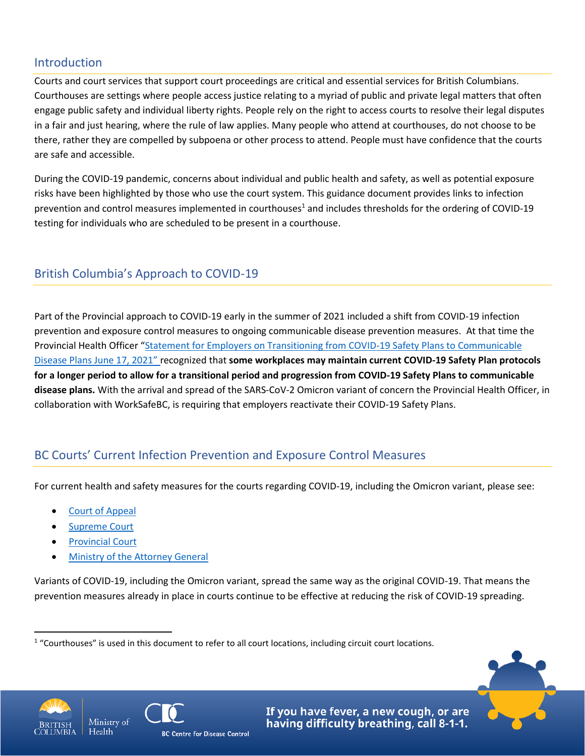## Introduction

Courts and court services that support court proceedings are critical and essential services for British Columbians. Courthouses are settings where people access justice relating to a myriad of public and private legal matters that often engage public safety and individual liberty rights. People rely on the right to access courts to resolve their legal disputes in a fair and just hearing, where the rule of law applies. Many people who attend at courthouses, do not choose to be there, rather they are compelled by subpoena or other process to attend. People must have confidence that the courts are safe and accessible.

During the COVID-19 pandemic, concerns about individual and public health and safety, as well as potential exposure risks have been highlighted by those who use the court system. This guidance document provides links to infection prevention and control measures implemented in courthouses[1] and includes thresholds for the ordering of COVID-19 testing for individuals who are scheduled to be present in a courthouse.

## British Columbia's Approach to COVID-19

Part of the Provincial approach to COVID-19 early in the summer of 2021 included a shift from COVID-19 infection prevention and exposure control measures to ongoing communicable disease prevention measures. At that time the Provincial Health Officer "Statement for Employers on Transitioning from COVID-19 Safety Plans to Communicable Disease Plans June 17, 2021" recognized that **some workplaces may maintain current COVID-19 Safety Plan protocols for a longer period to allow for a transitional period and progression from COVID-19 Safety Plans to communicable disease plans.** With the arrival and spread of the SARS-CoV-2 Omicron variant of concern the Provincial Health Officer, in collaboration with WorkSafeBC, is requiring that employers reactivate their COVID-19 Safety Plans.

## BC Courts' Current Infection Prevention and Exposure Control Measures

For current health and safety measures for the courts regarding COVID-19, including the Omicron variant, please see:

- Court of Appeal
- Supreme Court
- Provincial Court
- Ministry of the Attorney General

Variants of COVID-19, including the Omicron variant, spread the same way as the original COVID-19. That means the prevention measures already in place in courts continue to be effective at reducing the risk of COVID-19 spreading.

[1] "Courthouses" is used in this document to refer to all court locations, including circuit court locations.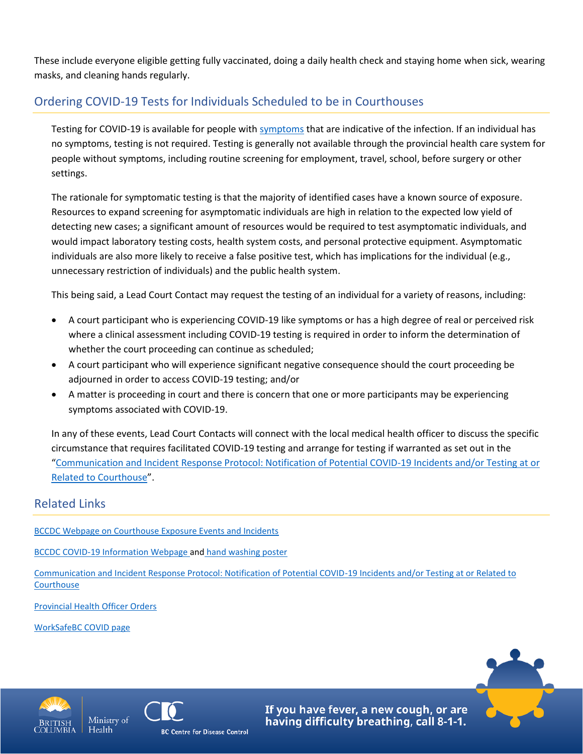These include everyone eligible getting fully vaccinated, doing a daily health check and staying home when sick, wearing masks, and cleaning hands regularly.

## Ordering COVID-19 Tests for Individuals Scheduled to be in Courthouses

Testing for COVID-19 is available for people with symptoms that are indicative of the infection. If an individual has no symptoms, testing is not required. Testing is generally not available through the provincial health care system for people without symptoms, including routine screening for employment, travel, school, before surgery or other settings.

The rationale for symptomatic testing is that the majority of identified cases have a known source of exposure. Resources to expand screening for asymptomatic individuals are high in relation to the expected low yield of detecting new cases; a significant amount of resources would be required to test asymptomatic individuals, and would impact laboratory testing costs, health system costs, and personal protective equipment. Asymptomatic individuals are also more likely to receive a false positive test, which has implications for the individual (e.g., unnecessary restriction of individuals) and the public health system.

This being said, a Lead Court Contact may request the testing of an individual for a variety of reasons, including:

- A court participant who is experiencing COVID-19 like symptoms or has a high degree of real or perceived risk where a clinical assessment including COVID-19 testing is required in order to inform the determination of whether the court proceeding can continue as scheduled;
- A court participant who will experience significant negative consequence should the court proceeding be adjourned in order to access COVID-19 testing; and/or
- A matter is proceeding in court and there is concern that one or more participants may be experiencing symptoms associated with COVID-19.

In any of these events, Lead Court Contacts will connect with the local medical health officer to discuss the specific circumstance that requires facilitated COVID-19 testing and arrange for testing if warranted as set out in the "Communication and Incident Response Protocol: Notification of Potential COVID-19 Incidents and/or Testing at or Related to Courthouse".

## Related Links

BCCDC Webpage on Courthouse Exposure Events and Incidents

BCCDC COVID-19 Information Webpage and hand washing poster

Communication and Incident Response Protocol: Notification of Potential COVID-19 Incidents and/or Testing at or Related to Courthouse

Provincial Health Officer Orders

WorkSafeBC COVID page

If you have fever, a new cough, or are having difficulty breathing, call 8-1-1.